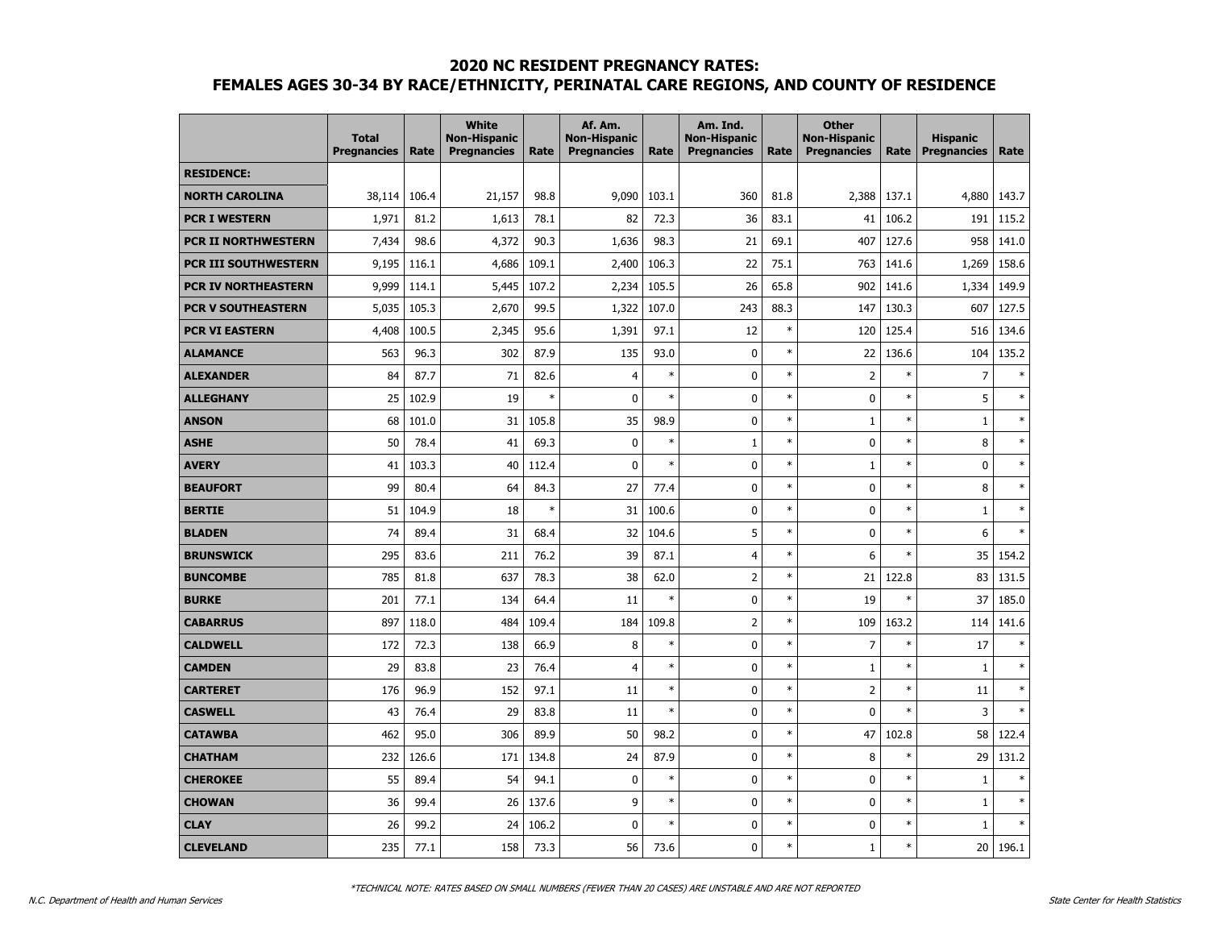## 2020 NC RESIDENT PREGNANCY RATES:
## FEMALES AGES 30-34 BY RACE/ETHNICITY, PERINATAL CARE REGIONS, AND COUNTY OF RESIDENCE

| | Total Pregnancies | Rate | White Non-Hispanic Pregnancies | Rate | Af. Am. Non-Hispanic Pregnancies | Rate | Am. Ind. Non-Hispanic Pregnancies | Rate | Other Non-Hispanic Pregnancies | Rate | Hispanic Pregnancies | Rate |
|---|---|---|---|---|---|---|---|---|---|---|---|---|
| **RESIDENCE:** | | | | | | | | | | | | |
| **NORTH CAROLINA** | 38,114 | 106.4 | 21,157 | 98.8 | 9,090 | 103.1 | 360 | 81.8 | 2,388 | 137.1 | 4,880 | 143.7 |
| **PCR I WESTERN** | 1,971 | 81.2 | 1,613 | 78.1 | 82 | 72.3 | 36 | 83.1 | 41 | 106.2 | 191 | 115.2 |
| **PCR II NORTHWESTERN** | 7,434 | 98.6 | 4,372 | 90.3 | 1,636 | 98.3 | 21 | 69.1 | 407 | 127.6 | 958 | 141.0 |
| **PCR III SOUTHWESTERN** | 9,195 | 116.1 | 4,686 | 109.1 | 2,400 | 106.3 | 22 | 75.1 | 763 | 141.6 | 1,269 | 158.6 |
| **PCR IV NORTHEASTERN** | 9,999 | 114.1 | 5,445 | 107.2 | 2,234 | 105.5 | 26 | 65.8 | 902 | 141.6 | 1,334 | 149.9 |
| **PCR V SOUTHEASTERN** | 5,035 | 105.3 | 2,670 | 99.5 | 1,322 | 107.0 | 243 | 88.3 | 147 | 130.3 | 607 | 127.5 |
| **PCR VI EASTERN** | 4,408 | 100.5 | 2,345 | 95.6 | 1,391 | 97.1 | 12 | * | 120 | 125.4 | 516 | 134.6 |
| **ALAMANCE** | 563 | 96.3 | 302 | 87.9 | 135 | 93.0 | 0 | * | 22 | 136.6 | 104 | 135.2 |
| **ALEXANDER** | 84 | 87.7 | 71 | 82.6 | 4 | * | 0 | * | 2 | * | 7 | * |
| **ALLEGHANY** | 25 | 102.9 | 19 | * | 0 | * | 0 | * | 0 | * | 5 | * |
| **ANSON** | 68 | 101.0 | 31 | 105.8 | 35 | 98.9 | 0 | * | 1 | * | 1 | * |
| **ASHE** | 50 | 78.4 | 41 | 69.3 | 0 | * | 1 | * | 0 | * | 8 | * |
| **AVERY** | 41 | 103.3 | 40 | 112.4 | 0 | * | 0 | * | 1 | * | 0 | * |
| **BEAUFORT** | 99 | 80.4 | 64 | 84.3 | 27 | 77.4 | 0 | * | 0 | * | 8 | * |
| **BERTIE** | 51 | 104.9 | 18 | * | 31 | 100.6 | 0 | * | 0 | * | 1 | * |
| **BLADEN** | 74 | 89.4 | 31 | 68.4 | 32 | 104.6 | 5 | * | 0 | * | 6 | * |
| **BRUNSWICK** | 295 | 83.6 | 211 | 76.2 | 39 | 87.1 | 4 | * | 6 | * | 35 | 154.2 |
| **BUNCOMBE** | 785 | 81.8 | 637 | 78.3 | 38 | 62.0 | 2 | * | 21 | 122.8 | 83 | 131.5 |
| **BURKE** | 201 | 77.1 | 134 | 64.4 | 11 | * | 0 | * | 19 | * | 37 | 185.0 |
| **CABARRUS** | 897 | 118.0 | 484 | 109.4 | 184 | 109.8 | 2 | * | 109 | 163.2 | 114 | 141.6 |
| **CALDWELL** | 172 | 72.3 | 138 | 66.9 | 8 | * | 0 | * | 7 | * | 17 | * |
| **CAMDEN** | 29 | 83.8 | 23 | 76.4 | 4 | * | 0 | * | 1 | * | 1 | * |
| **CARTERET** | 176 | 96.9 | 152 | 97.1 | 11 | * | 0 | * | 2 | * | 11 | * |
| **CASWELL** | 43 | 76.4 | 29 | 83.8 | 11 | * | 0 | * | 0 | * | 3 | * |
| **CATAWBA** | 462 | 95.0 | 306 | 89.9 | 50 | 98.2 | 0 | * | 47 | 102.8 | 58 | 122.4 |
| **CHATHAM** | 232 | 126.6 | 171 | 134.8 | 24 | 87.9 | 0 | * | 8 | * | 29 | 131.2 |
| **CHEROKEE** | 55 | 89.4 | 54 | 94.1 | 0 | * | 0 | * | 0 | * | 1 | * |
| **CHOWAN** | 36 | 99.4 | 26 | 137.6 | 9 | * | 0 | * | 0 | * | 1 | * |
| **CLAY** | 26 | 99.2 | 24 | 106.2 | 0 | * | 0 | * | 0 | * | 1 | * |
| **CLEVELAND** | 235 | 77.1 | 158 | 73.3 | 56 | 73.6 | 0 | * | 1 | * | 20 | 196.1 |

*TECHNICAL NOTE: RATES BASED ON SMALL NUMBERS (FEWER THAN 20 CASES) ARE UNSTABLE AND ARE NOT REPORTED

N.C. Department of Health and Human Services — State Center for Health Statistics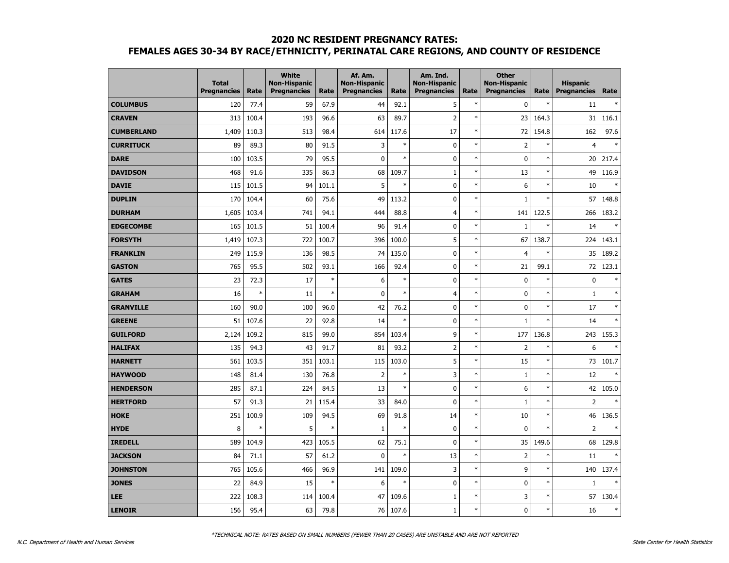## 2020 NC RESIDENT PREGNANCY RATES:
## FEMALES AGES 30-34 BY RACE/ETHNICITY, PERINATAL CARE REGIONS, AND COUNTY OF RESIDENCE

| | Total Pregnancies | Rate | White Non-Hispanic Pregnancies | Rate | Af. Am. Non-Hispanic Pregnancies | Rate | Am. Ind. Non-Hispanic Pregnancies | Rate | Other Non-Hispanic Pregnancies | Rate | Hispanic Pregnancies | Rate |
|---|---|---|---|---|---|---|---|---|---|---|---|---|
| **COLUMBUS** | 120 | 77.4 | 59 | 67.9 | 44 | 92.1 | 5 | * | 0 | * | 11 | * |
| **CRAVEN** | 313 | 100.4 | 193 | 96.6 | 63 | 89.7 | 2 | * | 23 | 164.3 | 31 | 116.1 |
| **CUMBERLAND** | 1,409 | 110.3 | 513 | 98.4 | 614 | 117.6 | 17 | * | 72 | 154.8 | 162 | 97.6 |
| **CURRITUCK** | 89 | 89.3 | 80 | 91.5 | 3 | * | 0 | * | 2 | * | 4 | * |
| **DARE** | 100 | 103.5 | 79 | 95.5 | 0 | * | 0 | * | 0 | * | 20 | 217.4 |
| **DAVIDSON** | 468 | 91.6 | 335 | 86.3 | 68 | 109.7 | 1 | * | 13 | * | 49 | 116.9 |
| **DAVIE** | 115 | 101.5 | 94 | 101.1 | 5 | * | 0 | * | 6 | * | 10 | * |
| **DUPLIN** | 170 | 104.4 | 60 | 75.6 | 49 | 113.2 | 0 | * | 1 | * | 57 | 148.8 |
| **DURHAM** | 1,605 | 103.4 | 741 | 94.1 | 444 | 88.8 | 4 | * | 141 | 122.5 | 266 | 183.2 |
| **EDGECOMBE** | 165 | 101.5 | 51 | 100.4 | 96 | 91.4 | 0 | * | 1 | * | 14 | * |
| **FORSYTH** | 1,419 | 107.3 | 722 | 100.7 | 396 | 100.0 | 5 | * | 67 | 138.7 | 224 | 143.1 |
| **FRANKLIN** | 249 | 115.9 | 136 | 98.5 | 74 | 135.0 | 0 | * | 4 | * | 35 | 189.2 |
| **GASTON** | 765 | 95.5 | 502 | 93.1 | 166 | 92.4 | 0 | * | 21 | 99.1 | 72 | 123.1 |
| **GATES** | 23 | 72.3 | 17 | * | 6 | * | 0 | * | 0 | * | 0 | * |
| **GRAHAM** | 16 | * | 11 | * | 0 | * | 4 | * | 0 | * | 1 | * |
| **GRANVILLE** | 160 | 90.0 | 100 | 96.0 | 42 | 76.2 | 0 | * | 0 | * | 17 | * |
| **GREENE** | 51 | 107.6 | 22 | 92.8 | 14 | * | 0 | * | 1 | * | 14 | * |
| **GUILFORD** | 2,124 | 109.2 | 815 | 99.0 | 854 | 103.4 | 9 | * | 177 | 136.8 | 243 | 155.3 |
| **HALIFAX** | 135 | 94.3 | 43 | 91.7 | 81 | 93.2 | 2 | * | 2 | * | 6 | * |
| **HARNETT** | 561 | 103.5 | 351 | 103.1 | 115 | 103.0 | 5 | * | 15 | * | 73 | 101.7 |
| **HAYWOOD** | 148 | 81.4 | 130 | 76.8 | 2 | * | 3 | * | 1 | * | 12 | * |
| **HENDERSON** | 285 | 87.1 | 224 | 84.5 | 13 | * | 0 | * | 6 | * | 42 | 105.0 |
| **HERTFORD** | 57 | 91.3 | 21 | 115.4 | 33 | 84.0 | 0 | * | 1 | * | 2 | * |
| **HOKE** | 251 | 100.9 | 109 | 94.5 | 69 | 91.8 | 14 | * | 10 | * | 46 | 136.5 |
| **HYDE** | 8 | * | 5 | * | 1 | * | 0 | * | 0 | * | 2 | * |
| **IREDELL** | 589 | 104.9 | 423 | 105.5 | 62 | 75.1 | 0 | * | 35 | 149.6 | 68 | 129.8 |
| **JACKSON** | 84 | 71.1 | 57 | 61.2 | 0 | * | 13 | * | 2 | * | 11 | * |
| **JOHNSTON** | 765 | 105.6 | 466 | 96.9 | 141 | 109.0 | 3 | * | 9 | * | 140 | 137.4 |
| **JONES** | 22 | 84.9 | 15 | * | 6 | * | 0 | * | 0 | * | 1 | * |
| **LEE** | 222 | 108.3 | 114 | 100.4 | 47 | 109.6 | 1 | * | 3 | * | 57 | 130.4 |
| **LENOIR** | 156 | 95.4 | 63 | 79.8 | 76 | 107.6 | 1 | * | 0 | * | 16 | * |

*TECHNICAL NOTE: RATES BASED ON SMALL NUMBERS (FEWER THAN 20 CASES) ARE UNSTABLE AND ARE NOT REPORTED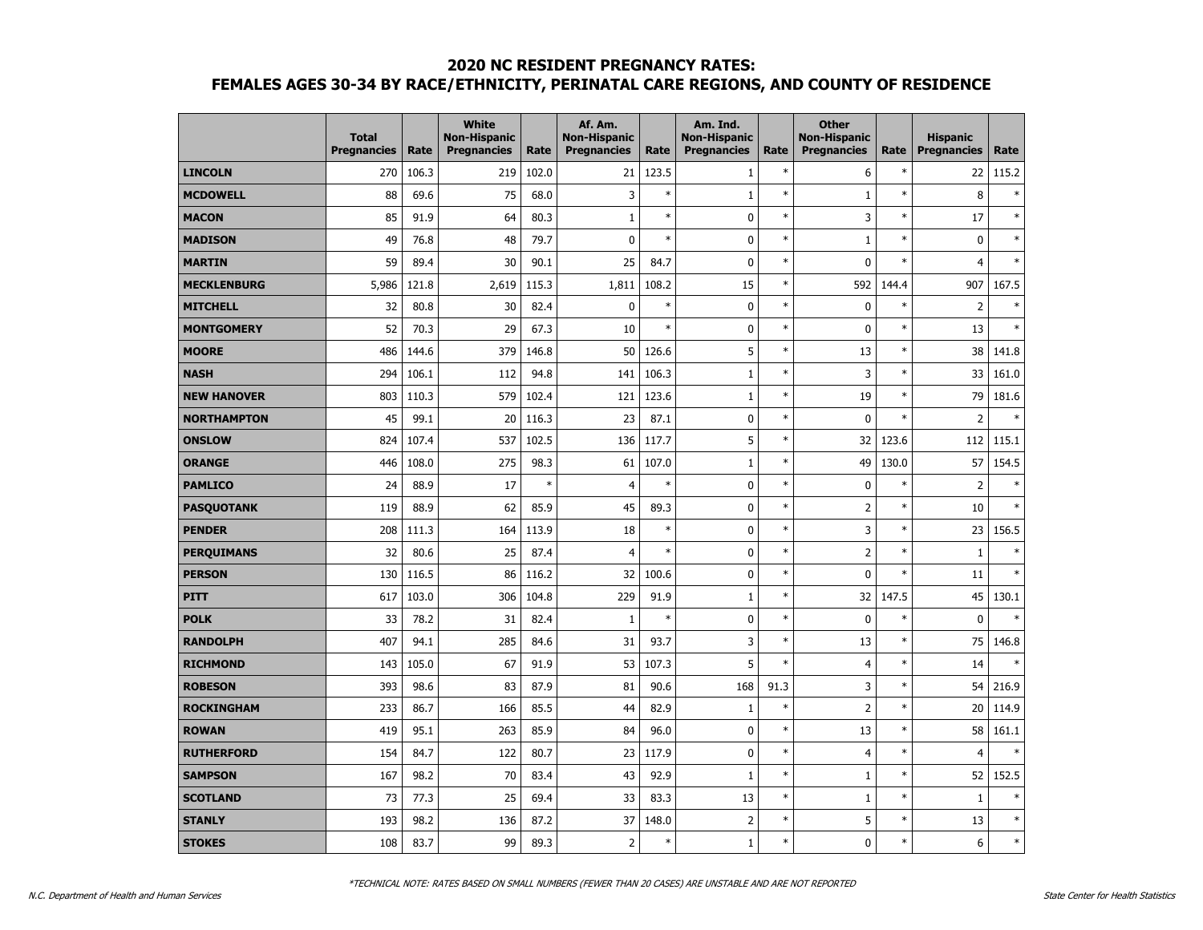## 2020 NC RESIDENT PREGNANCY RATES:
## FEMALES AGES 30-34 BY RACE/ETHNICITY, PERINATAL CARE REGIONS, AND COUNTY OF RESIDENCE

| | Total Pregnancies | Rate | White Non-Hispanic Pregnancies | Rate | Af. Am. Non-Hispanic Pregnancies | Rate | Am. Ind. Non-Hispanic Pregnancies | Rate | Other Non-Hispanic Pregnancies | Rate | Hispanic Pregnancies | Rate |
|---|---|---|---|---|---|---|---|---|---|---|---|---|
| **LINCOLN** | 270 | 106.3 | 219 | 102.0 | 21 | 123.5 | 1 | * | 6 | * | 22 | 115.2 |
| **MCDOWELL** | 88 | 69.6 | 75 | 68.0 | 3 | * | 1 | * | 1 | * | 8 | * |
| **MACON** | 85 | 91.9 | 64 | 80.3 | 1 | * | 0 | * | 3 | * | 17 | * |
| **MADISON** | 49 | 76.8 | 48 | 79.7 | 0 | * | 0 | * | 1 | * | 0 | * |
| **MARTIN** | 59 | 89.4 | 30 | 90.1 | 25 | 84.7 | 0 | * | 0 | * | 4 | * |
| **MECKLENBURG** | 5,986 | 121.8 | 2,619 | 115.3 | 1,811 | 108.2 | 15 | * | 592 | 144.4 | 907 | 167.5 |
| **MITCHELL** | 32 | 80.8 | 30 | 82.4 | 0 | * | 0 | * | 0 | * | 2 | * |
| **MONTGOMERY** | 52 | 70.3 | 29 | 67.3 | 10 | * | 0 | * | 0 | * | 13 | * |
| **MOORE** | 486 | 144.6 | 379 | 146.8 | 50 | 126.6 | 5 | * | 13 | * | 38 | 141.8 |
| **NASH** | 294 | 106.1 | 112 | 94.8 | 141 | 106.3 | 1 | * | 3 | * | 33 | 161.0 |
| **NEW HANOVER** | 803 | 110.3 | 579 | 102.4 | 121 | 123.6 | 1 | * | 19 | * | 79 | 181.6 |
| **NORTHAMPTON** | 45 | 99.1 | 20 | 116.3 | 23 | 87.1 | 0 | * | 0 | * | 2 | * |
| **ONSLOW** | 824 | 107.4 | 537 | 102.5 | 136 | 117.7 | 5 | * | 32 | 123.6 | 112 | 115.1 |
| **ORANGE** | 446 | 108.0 | 275 | 98.3 | 61 | 107.0 | 1 | * | 49 | 130.0 | 57 | 154.5 |
| **PAMLICO** | 24 | 88.9 | 17 | * | 4 | * | 0 | * | 0 | * | 2 | * |
| **PASQUOTANK** | 119 | 88.9 | 62 | 85.9 | 45 | 89.3 | 0 | * | 2 | * | 10 | * |
| **PENDER** | 208 | 111.3 | 164 | 113.9 | 18 | * | 0 | * | 3 | * | 23 | 156.5 |
| **PERQUIMANS** | 32 | 80.6 | 25 | 87.4 | 4 | * | 0 | * | 2 | * | 1 | * |
| **PERSON** | 130 | 116.5 | 86 | 116.2 | 32 | 100.6 | 0 | * | 0 | * | 11 | * |
| **PITT** | 617 | 103.0 | 306 | 104.8 | 229 | 91.9 | 1 | * | 32 | 147.5 | 45 | 130.1 |
| **POLK** | 33 | 78.2 | 31 | 82.4 | 1 | * | 0 | * | 0 | * | 0 | * |
| **RANDOLPH** | 407 | 94.1 | 285 | 84.6 | 31 | 93.7 | 3 | * | 13 | * | 75 | 146.8 |
| **RICHMOND** | 143 | 105.0 | 67 | 91.9 | 53 | 107.3 | 5 | * | 4 | * | 14 | * |
| **ROBESON** | 393 | 98.6 | 83 | 87.9 | 81 | 90.6 | 168 | 91.3 | 3 | * | 54 | 216.9 |
| **ROCKINGHAM** | 233 | 86.7 | 166 | 85.5 | 44 | 82.9 | 1 | * | 2 | * | 20 | 114.9 |
| **ROWAN** | 419 | 95.1 | 263 | 85.9 | 84 | 96.0 | 0 | * | 13 | * | 58 | 161.1 |
| **RUTHERFORD** | 154 | 84.7 | 122 | 80.7 | 23 | 117.9 | 0 | * | 4 | * | 4 | * |
| **SAMPSON** | 167 | 98.2 | 70 | 83.4 | 43 | 92.9 | 1 | * | 1 | * | 52 | 152.5 |
| **SCOTLAND** | 73 | 77.3 | 25 | 69.4 | 33 | 83.3 | 13 | * | 1 | * | 1 | * |
| **STANLY** | 193 | 98.2 | 136 | 87.2 | 37 | 148.0 | 2 | * | 5 | * | 13 | * |
| **STOKES** | 108 | 83.7 | 99 | 89.3 | 2 | * | 1 | * | 0 | * | 6 | * |

*TECHNICAL NOTE: RATES BASED ON SMALL NUMBERS (FEWER THAN 20 CASES) ARE UNSTABLE AND ARE NOT REPORTED

N.C. Department of Health and Human Services

State Center for Health Statistics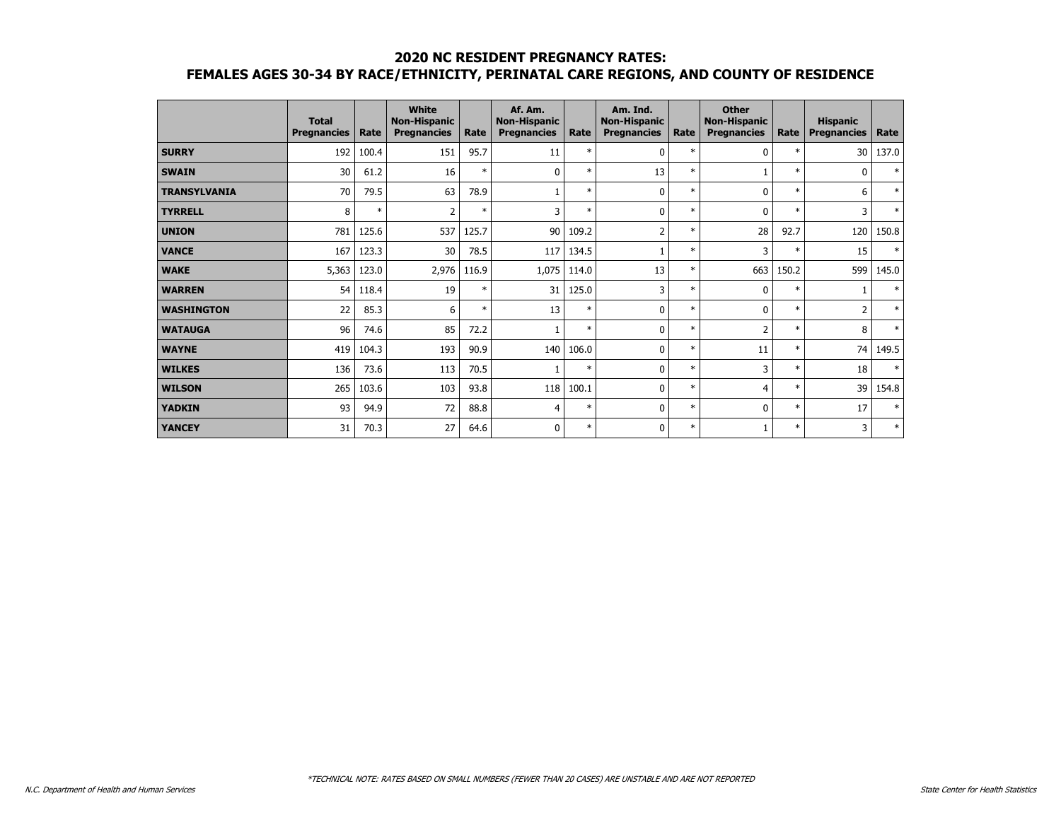## 2020 NC RESIDENT PREGNANCY RATES:
## FEMALES AGES 30-34 BY RACE/ETHNICITY, PERINATAL CARE REGIONS, AND COUNTY OF RESIDENCE

| | Total Pregnancies | Rate | White Non-Hispanic Pregnancies | Rate | Af. Am. Non-Hispanic Pregnancies | Rate | Am. Ind. Non-Hispanic Pregnancies | Rate | Other Non-Hispanic Pregnancies | Rate | Hispanic Pregnancies | Rate |
|---|---|---|---|---|---|---|---|---|---|---|---|---|
| **SURRY** | 192 | 100.4 | 151 | 95.7 | 11 | * | 0 | * | 0 | * | 30 | 137.0 |
| **SWAIN** | 30 | 61.2 | 16 | * | 0 | * | 13 | * | 1 | * | 0 | * |
| **TRANSYLVANIA** | 70 | 79.5 | 63 | 78.9 | 1 | * | 0 | * | 0 | * | 6 | * |
| **TYRRELL** | 8 | * | 2 | * | 3 | * | 0 | * | 0 | * | 3 | * |
| **UNION** | 781 | 125.6 | 537 | 125.7 | 90 | 109.2 | 2 | * | 28 | 92.7 | 120 | 150.8 |
| **VANCE** | 167 | 123.3 | 30 | 78.5 | 117 | 134.5 | 1 | * | 3 | * | 15 | * |
| **WAKE** | 5,363 | 123.0 | 2,976 | 116.9 | 1,075 | 114.0 | 13 | * | 663 | 150.2 | 599 | 145.0 |
| **WARREN** | 54 | 118.4 | 19 | * | 31 | 125.0 | 3 | * | 0 | * | 1 | * |
| **WASHINGTON** | 22 | 85.3 | 6 | * | 13 | * | 0 | * | 0 | * | 2 | * |
| **WATAUGA** | 96 | 74.6 | 85 | 72.2 | 1 | * | 0 | * | 2 | * | 8 | * |
| **WAYNE** | 419 | 104.3 | 193 | 90.9 | 140 | 106.0 | 0 | * | 11 | * | 74 | 149.5 |
| **WILKES** | 136 | 73.6 | 113 | 70.5 | 1 | * | 0 | * | 3 | * | 18 | * |
| **WILSON** | 265 | 103.6 | 103 | 93.8 | 118 | 100.1 | 0 | * | 4 | * | 39 | 154.8 |
| **YADKIN** | 93 | 94.9 | 72 | 88.8 | 4 | * | 0 | * | 0 | * | 17 | * |
| **YANCEY** | 31 | 70.3 | 27 | 64.6 | 0 | * | 0 | * | 1 | * | 3 | * |

*TECHNICAL NOTE: RATES BASED ON SMALL NUMBERS (FEWER THAN 20 CASES) ARE UNSTABLE AND ARE NOT REPORTED